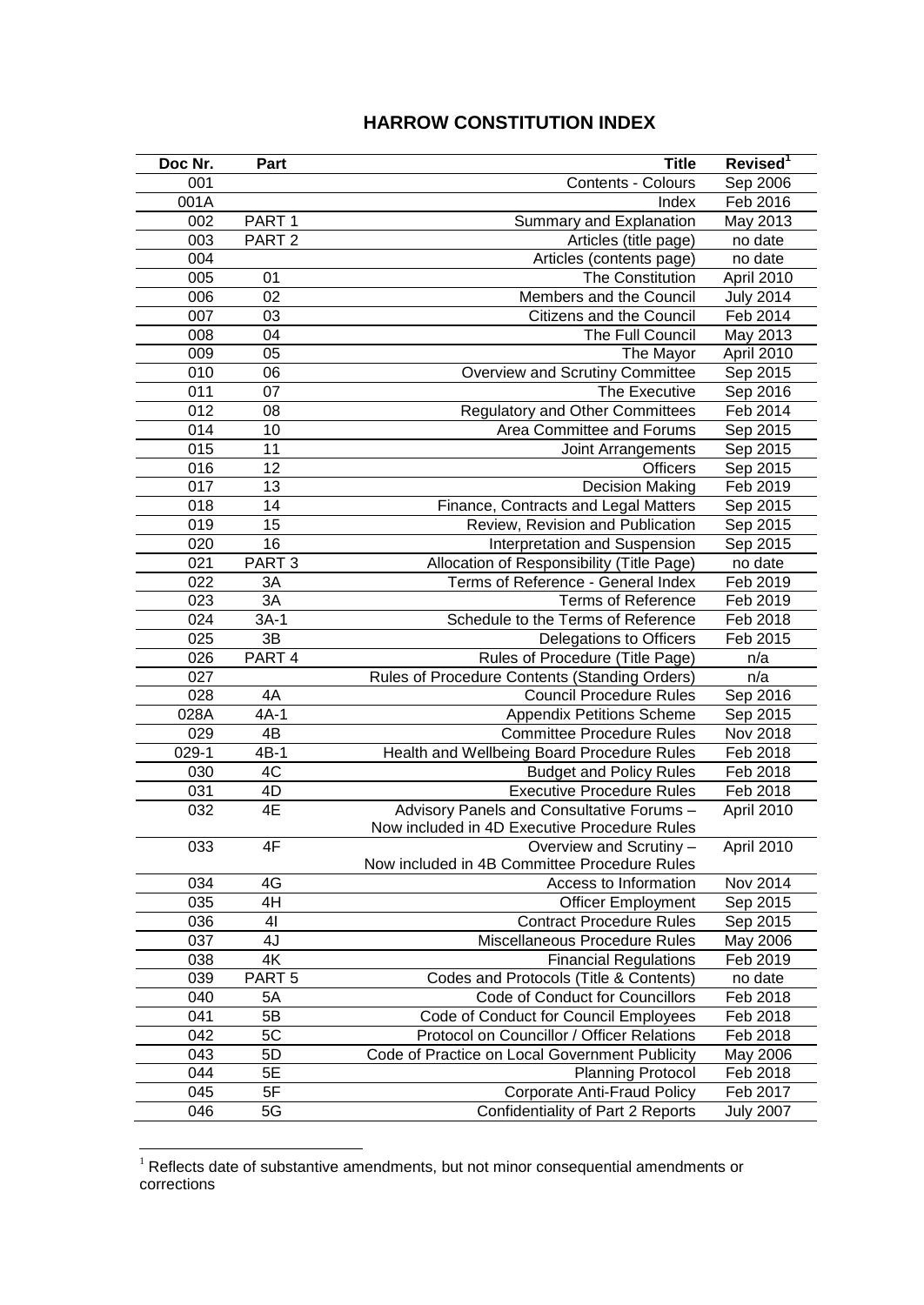## HARROW CONSTITUTION INDEX

| Doc Nr. | Part | Title | Revised[1] |
|---|---|---|---|
| 001 | | Contents - Colours | Sep 2006 |
| 001A | | Index | Feb 2016 |
| 002 | PART 1 | Summary and Explanation | May 2013 |
| 003 | PART 2 | Articles (title page) | no date |
| 004 | | Articles (contents page) | no date |
| 005 | 01 | The Constitution | April 2010 |
| 006 | 02 | Members and the Council | July 2014 |
| 007 | 03 | Citizens and the Council | Feb 2014 |
| 008 | 04 | The Full Council | May 2013 |
| 009 | 05 | The Mayor | April 2010 |
| 010 | 06 | Overview and Scrutiny Committee | Sep 2015 |
| 011 | 07 | The Executive | Sep 2016 |
| 012 | 08 | Regulatory and Other Committees | Feb 2014 |
| 014 | 10 | Area Committee and Forums | Sep 2015 |
| 015 | 11 | Joint Arrangements | Sep 2015 |
| 016 | 12 | Officers | Sep 2015 |
| 017 | 13 | Decision Making | Feb 2019 |
| 018 | 14 | Finance, Contracts and Legal Matters | Sep 2015 |
| 019 | 15 | Review, Revision and Publication | Sep 2015 |
| 020 | 16 | Interpretation and Suspension | Sep 2015 |
| 021 | PART 3 | Allocation of Responsibility (Title Page) | no date |
| 022 | 3A | Terms of Reference - General Index | Feb 2019 |
| 023 | 3A | Terms of Reference | Feb 2019 |
| 024 | 3A-1 | Schedule to the Terms of Reference | Feb 2018 |
| 025 | 3B | Delegations to Officers | Feb 2015 |
| 026 | PART 4 | Rules of Procedure (Title Page) | n/a |
| 027 | | Rules of Procedure Contents (Standing Orders) | n/a |
| 028 | 4A | Council Procedure Rules | Sep 2016 |
| 028A | 4A-1 | Appendix Petitions Scheme | Sep 2015 |
| 029 | 4B | Committee Procedure Rules | Nov 2018 |
| 029-1 | 4B-1 | Health and Wellbeing Board Procedure Rules | Feb 2018 |
| 030 | 4C | Budget and Policy Rules | Feb 2018 |
| 031 | 4D | Executive Procedure Rules | Feb 2018 |
| 032 | 4E | Advisory Panels and Consultative Forums – Now included in 4D Executive Procedure Rules | April 2010 |
| 033 | 4F | Overview and Scrutiny – Now included in 4B Committee Procedure Rules | April 2010 |
| 034 | 4G | Access to Information | Nov 2014 |
| 035 | 4H | Officer Employment | Sep 2015 |
| 036 | 4I | Contract Procedure Rules | Sep 2015 |
| 037 | 4J | Miscellaneous Procedure Rules | May 2006 |
| 038 | 4K | Financial Regulations | Feb 2019 |
| 039 | PART 5 | Codes and Protocols (Title & Contents) | no date |
| 040 | 5A | Code of Conduct for Councillors | Feb 2018 |
| 041 | 5B | Code of Conduct for Council Employees | Feb 2018 |
| 042 | 5C | Protocol on Councillor / Officer Relations | Feb 2018 |
| 043 | 5D | Code of Practice on Local Government Publicity | May 2006 |
| 044 | 5E | Planning Protocol | Feb 2018 |
| 045 | 5F | Corporate Anti-Fraud Policy | Feb 2017 |
| 046 | 5G | Confidentiality of Part 2 Reports | July 2007 |

[1] Reflects date of substantive amendments, but not minor consequential amendments or corrections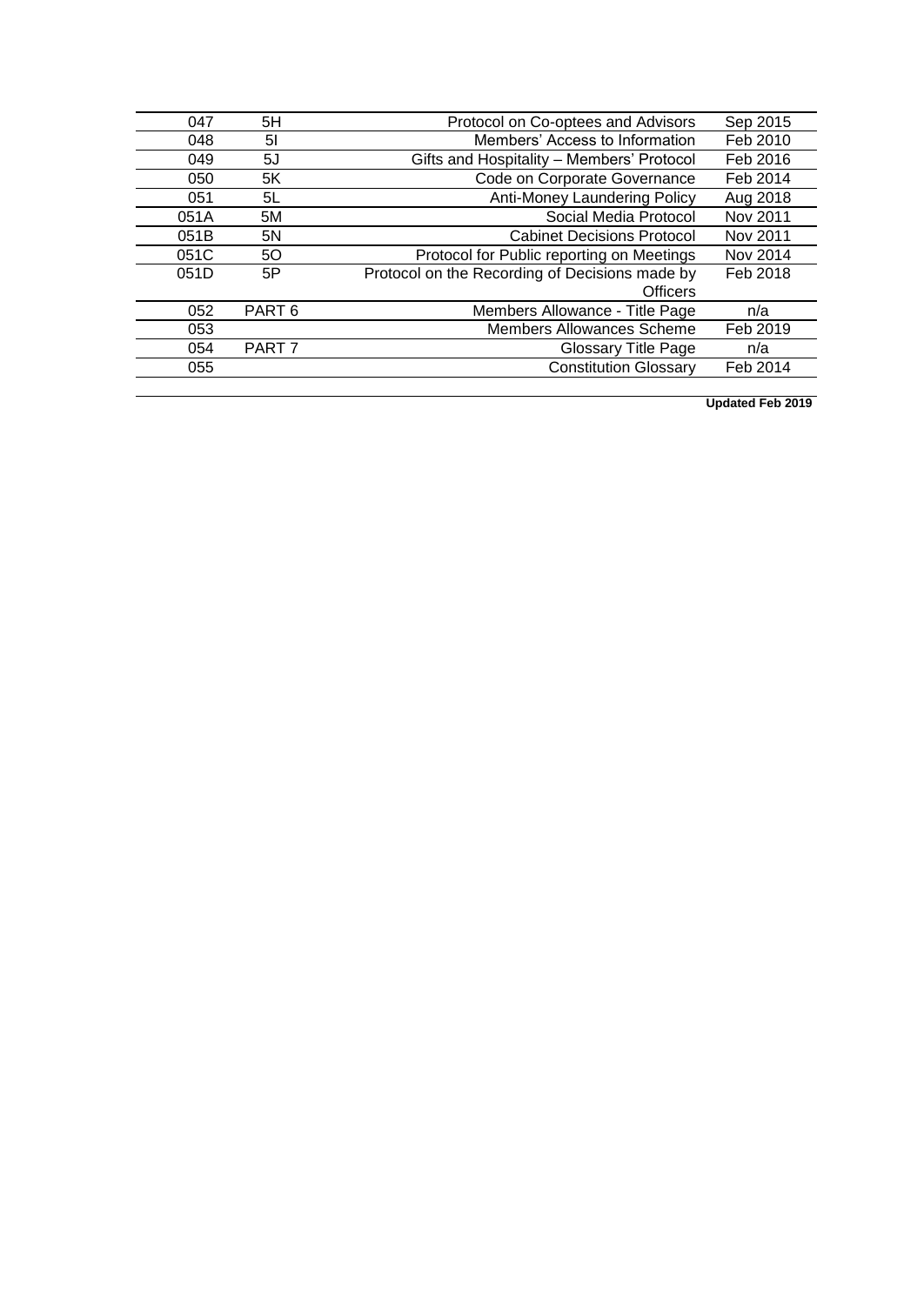| | | | |
|---|---|---|---|
| 047 | 5H | Protocol on Co-optees and Advisors | Sep 2015 |
| 048 | 5I | Members' Access to Information | Feb 2010 |
| 049 | 5J | Gifts and Hospitality – Members' Protocol | Feb 2016 |
| 050 | 5K | Code on Corporate Governance | Feb 2014 |
| 051 | 5L | Anti-Money Laundering Policy | Aug 2018 |
| 051A | 5M | Social Media Protocol | Nov 2011 |
| 051B | 5N | Cabinet Decisions Protocol | Nov 2011 |
| 051C | 5O | Protocol for Public reporting on Meetings | Nov 2014 |
| 051D | 5P | Protocol on the Recording of Decisions made by Officers | Feb 2018 |
| 052 | PART 6 | Members Allowance - Title Page | n/a |
| 053 | | Members Allowances Scheme | Feb 2019 |
| 054 | PART 7 | Glossary Title Page | n/a |
| 055 | | Constitution Glossary | Feb 2014 |

**Updated Feb 2019**